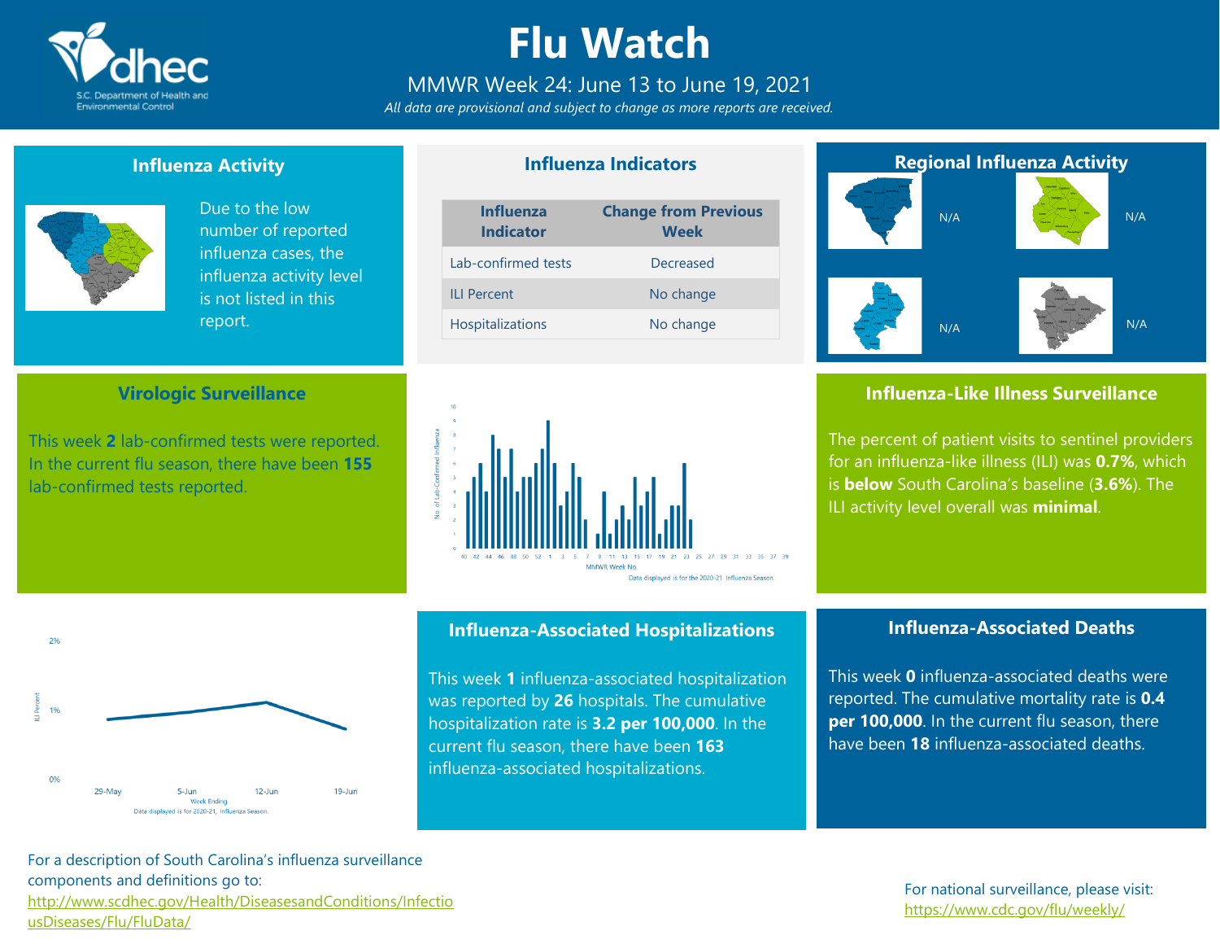# Flu Watch

MMWR Week 24: June 13 to June 19, 2021

*All data are provisional and subject to change as more reports are received.*

## Influenza Activity

Due to the low number of reported influenza cases, the influenza activity level is not listed in this report.

## Influenza Indicators

| Influenza Indicator | Change from Previous Week |
|---|---|
| Lab-confirmed tests | Decreased |
| ILI Percent | No change |
| Hospitalizations | No change |

## Regional Influenza Activity

N/A

N/A

N/A

N/A

## Virologic Surveillance

This week **2** lab-confirmed tests were reported. In the current flu season, there have been **155** lab-confirmed tests reported.

Data displayed is for the 2020-21 Influenza Season.

## Influenza-Like Illness Surveillance

The percent of patient visits to sentinel providers for an influenza-like illness (ILI) was **0.7%**, which is **below** South Carolina's baseline (**3.6%**). The ILI activity level overall was **minimal**.

Data displayed is for 2020-21, Influenza Season.

## Influenza-Associated Hospitalizations

This week **1** influenza-associated hospitalization was reported by **26** hospitals. The cumulative hospitalization rate is **3.2 per 100,000**. In the current flu season, there have been **163** influenza-associated hospitalizations.

## Influenza-Associated Deaths

This week **0** influenza-associated deaths were reported. The cumulative mortality rate is **0.4 per 100,000**. In the current flu season, there have been **18** influenza-associated deaths.

For a description of South Carolina's influenza surveillance components and definitions go to: http://www.scdhec.gov/Health/DiseasesandConditions/InfectiousDiseases/Flu/FluData/

For national surveillance, please visit: https://www.cdc.gov/flu/weekly/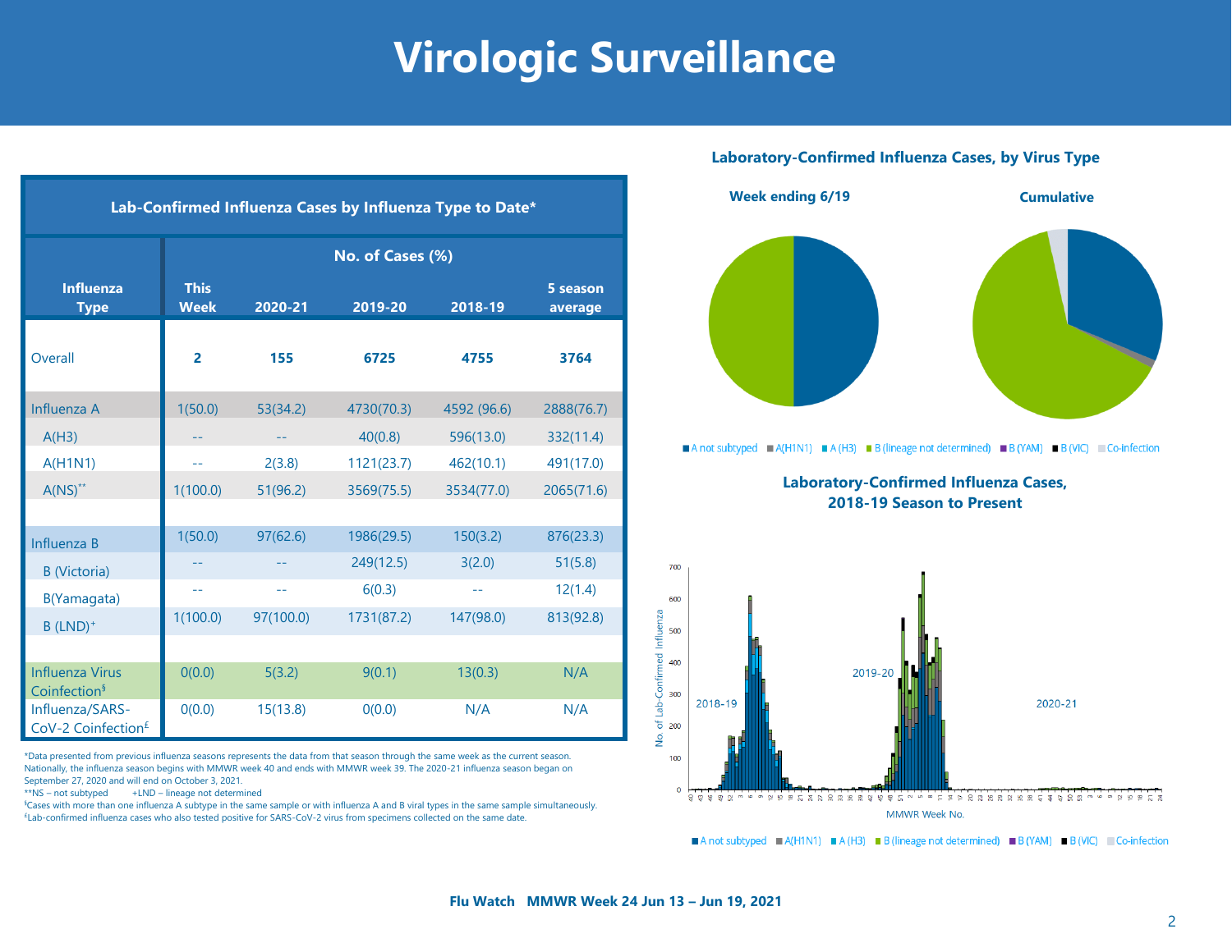# Virologic Surveillance

| Lab-Confirmed Influenza Cases by Influenza Type to Date* | | | | | |
|---|---|---|---|---|---|
| | No. of Cases (%) | | | | |
| Influenza Type | This Week | 2020-21 | 2019-20 | 2018-19 | 5 season average |
| Overall | **2** | **155** | **6725** | **4755** | **3764** |
| Influenza A | 1(50.0) | 53(34.2) | 4730(70.3) | 4592 (96.6) | 2888(76.7) |
| A(H3) | -- | -- | 40(0.8) | 596(13.0) | 332(11.4) |
| A(H1N1) | -- | 2(3.8) | 1121(23.7) | 462(10.1) | 491(17.0) |
| A(NS)** | 1(100.0) | 51(96.2) | 3569(75.5) | 3534(77.0) | 2065(71.6) |
| Influenza B | 1(50.0) | 97(62.6) | 1986(29.5) | 150(3.2) | 876(23.3) |
| B (Victoria) | -- | -- | 249(12.5) | 3(2.0) | 51(5.8) |
| B(Yamagata) | -- | -- | 6(0.3) | -- | 12(1.4) |
| B (LND)+ | 1(100.0) | 97(100.0) | 1731(87.2) | 147(98.0) | 813(92.8) |
| Influenza Virus Coinfection§ | 0(0.0) | 5(3.2) | 9(0.1) | 13(0.3) | N/A |
| Influenza/SARS-CoV-2 Coinfection£ | 0(0.0) | 15(13.8) | 0(0.0) | N/A | N/A |

*Data presented from previous influenza seasons represents the data from that season through the same week as the current season. Nationally, the influenza season begins with MMWR week 40 and ends with MMWR week 39. The 2020-21 influenza season began on September 27, 2020 and will end on October 3, 2021.
**NS – not subtyped +LND – lineage not determined
§Cases with more than one influenza A subtype in the same sample or with influenza A and B viral types in the same sample simultaneously.
£Lab-confirmed influenza cases who also tested positive for SARS-CoV-2 virus from specimens collected on the same date.

## Laboratory-Confirmed Influenza Cases, by Virus Type

**Week ending 6/19** | **Cumulative**

■ A not subtyped ■ A(H1N1) ■ A (H3) ■ B (lineage not determined) ■ B (YAM) ■ B (VIC) ■ Co-infection

## Laboratory-Confirmed Influenza Cases, 2018-19 Season to Present

■ A not subtyped ■ A(H1N1) ■ A (H3) ■ B (lineage not determined) ■ B (YAM) ■ B (VIC) ■ Co-infection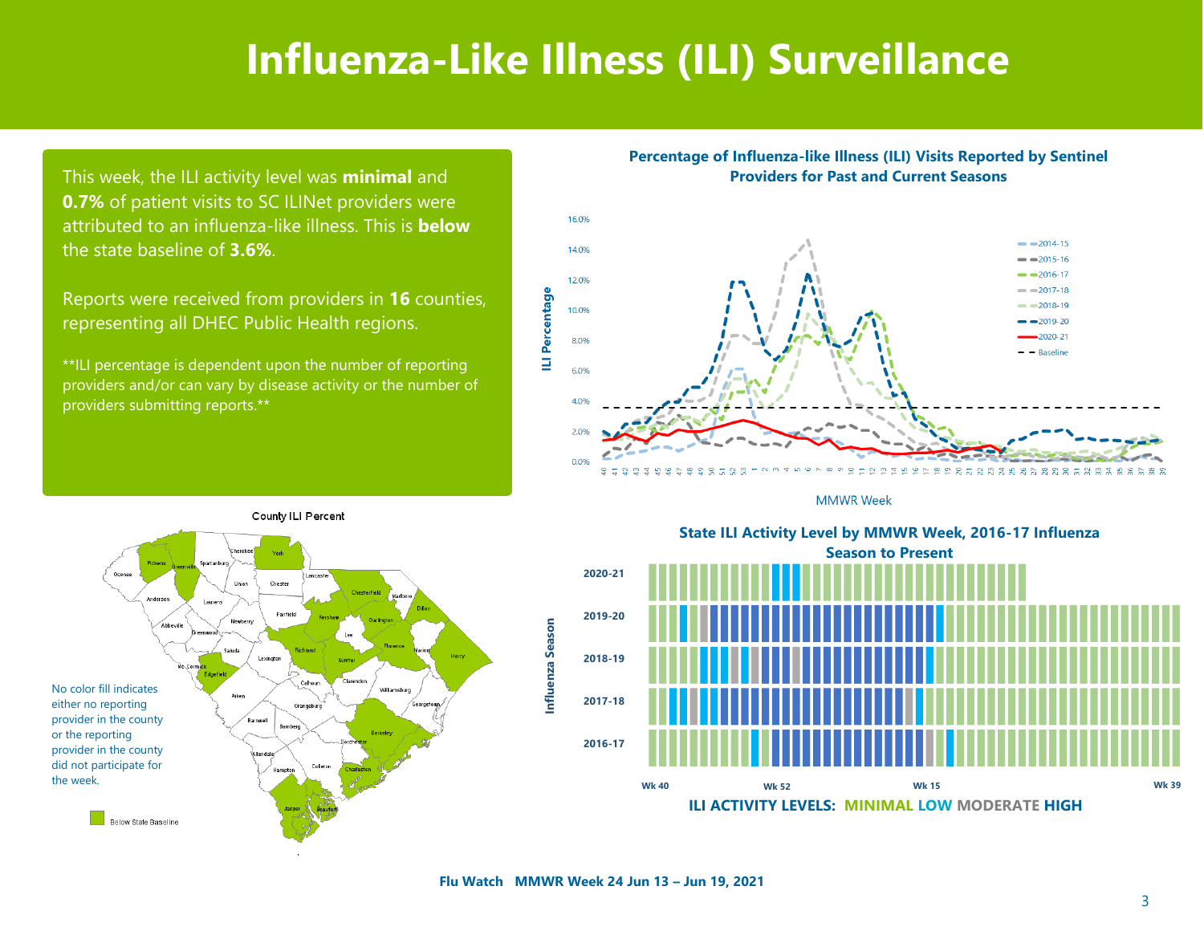# Influenza-Like Illness (ILI) Surveillance

This week, the ILI activity level was **minimal** and **0.7%** of patient visits to SC ILINet providers were attributed to an influenza-like illness. This is **below** the state baseline of **3.6%**.

Reports were received from providers in **16** counties, representing all DHEC Public Health regions.

**ILI percentage is dependent upon the number of reporting providers and/or can vary by disease activity or the number of providers submitting reports.**

**Percentage of Influenza-like Illness (ILI) Visits Reported by Sentinel Providers for Past and Current Seasons**

County ILI Percent

No color fill indicates either no reporting provider in the county or the reporting provider in the county did not participate for the week.

Below State Baseline

**State ILI Activity Level by MMWR Week, 2016-17 Influenza Season to Present**

ILI ACTIVITY LEVELS: MINIMAL LOW MODERATE HIGH

**Flu Watch MMWR Week 24 Jun 13 – Jun 19, 2021**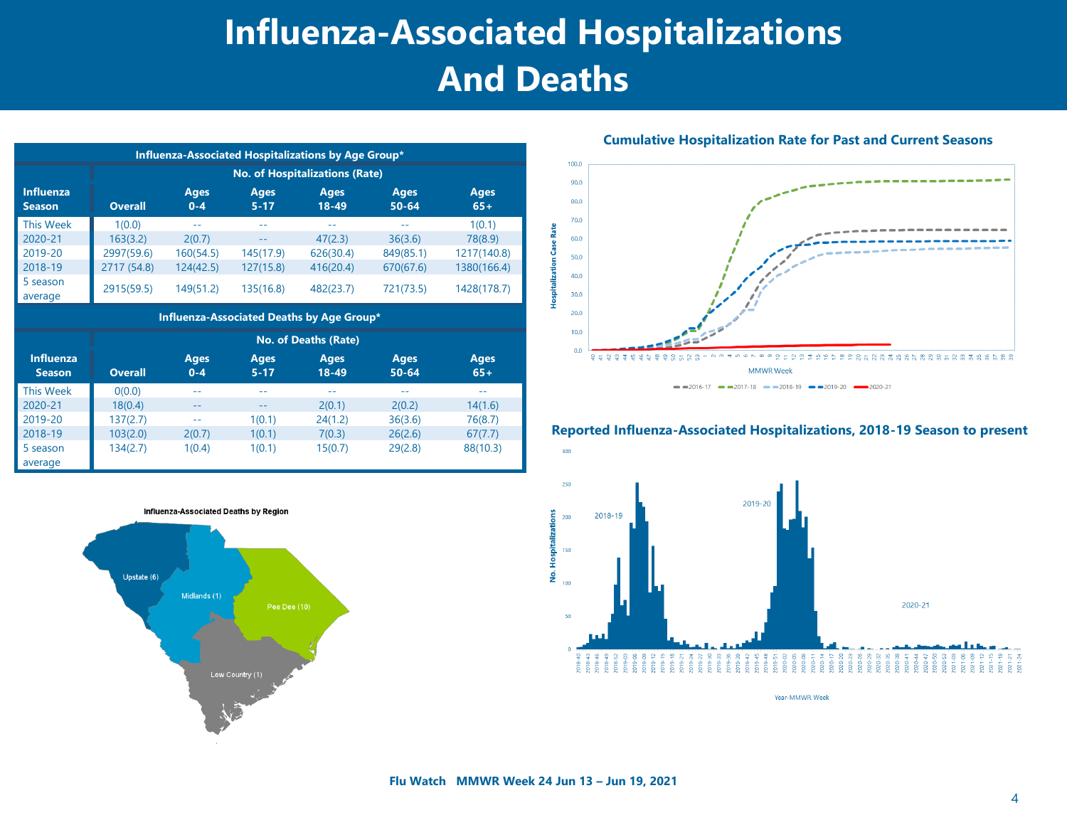# Influenza-Associated Hospitalizations And Deaths

| Influenza-Associated Hospitalizations by Age Group* | | | | | | |
|---|---|---|---|---|---|---|
| | No. of Hospitalizations (Rate) | | | | | |
| Influenza Season | Overall | Ages 0-4 | Ages 5-17 | Ages 18-49 | Ages 50-64 | Ages 65+ |
| This Week | 1(0.0) | -- | -- | -- | -- | 1(0.1) |
| 2020-21 | 163(3.2) | 2(0.7) | -- | 47(2.3) | 36(3.6) | 78(8.9) |
| 2019-20 | 2997(59.6) | 160(54.5) | 145(17.9) | 626(30.4) | 849(85.1) | 1217(140.8) |
| 2018-19 | 2717 (54.8) | 124(42.5) | 127(15.8) | 416(20.4) | 670(67.6) | 1380(166.4) |
| 5 season average | 2915(59.5) | 149(51.2) | 135(16.8) | 482(23.7) | 721(73.5) | 1428(178.7) |

| Influenza-Associated Deaths by Age Group* | | | | | | |
|---|---|---|---|---|---|---|
| | No. of Deaths (Rate) | | | | | |
| Influenza Season | Overall | Ages 0-4 | Ages 5-17 | Ages 18-49 | Ages 50-64 | Ages 65+ |
| This Week | 0(0.0) | -- | -- | -- | -- | -- |
| 2020-21 | 18(0.4) | -- | -- | 2(0.1) | 2(0.2) | 14(1.6) |
| 2019-20 | 137(2.7) | -- | 1(0.1) | 24(1.2) | 36(3.6) | 76(8.7) |
| 2018-19 | 103(2.0) | 2(0.7) | 1(0.1) | 7(0.3) | 26(2.6) | 67(7.7) |
| 5 season average | 134(2.7) | 1(0.4) | 1(0.1) | 15(0.7) | 29(2.8) | 88(10.3) |

**Influenza-Associated Deaths by Region**

Upstate (6)
Midlands (1)
Pee Dee (10)
Low Country (1)

**Cumulative Hospitalization Rate for Past and Current Seasons**

Hospitalization Case Rate
MMWR Week
2016-17, 2017-18, 2018-19, 2019-20, 2020-21

**Reported Influenza-Associated Hospitalizations, 2018-19 Season to present**

No. Hospitalizations
Year-MMWR Week
2018-19
2019-20
2020-21

**Flu Watch MMWR Week 24 Jun 13 – Jun 19, 2021**